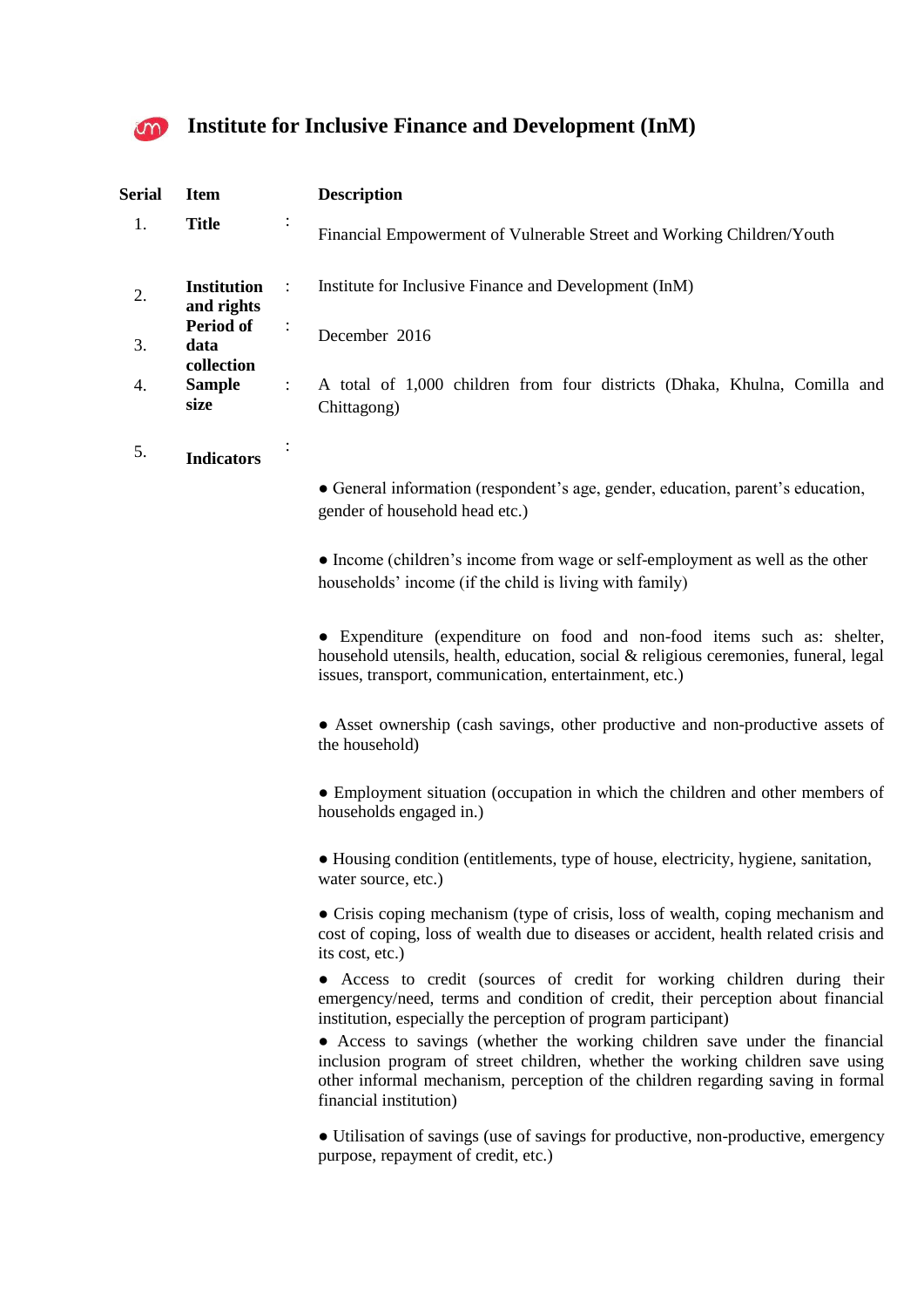# Institute for Inclusive Finance and Development (InM)

| Serial | Item | | Description |
|---|---|---|---|
| 1. | **Title** | : | Financial Empowerment of Vulnerable Street and Working Children/Youth |
| 2. | **Institution and rights** | : | Institute for Inclusive Finance and Development (InM) |
| 3. | **Period of data collection** | : | December 2016 |
| 4. | **Sample size** | : | A total of 1,000 children from four districts (Dhaka, Khulna, Comilla and Chittagong) |
| 5. | **Indicators** | : | |

- General information (respondent's age, gender, education, parent's education, gender of household head etc.)

- Income (children's income from wage or self-employment as well as the other households' income (if the child is living with family)

- Expenditure (expenditure on food and non-food items such as: shelter, household utensils, health, education, social & religious ceremonies, funeral, legal issues, transport, communication, entertainment, etc.)

- Asset ownership (cash savings, other productive and non-productive assets of the household)

- Employment situation (occupation in which the children and other members of households engaged in.)

- Housing condition (entitlements, type of house, electricity, hygiene, sanitation, water source, etc.)

- Crisis coping mechanism (type of crisis, loss of wealth, coping mechanism and cost of coping, loss of wealth due to diseases or accident, health related crisis and its cost, etc.)

- Access to credit (sources of credit for working children during their emergency/need, terms and condition of credit, their perception about financial institution, especially the perception of program participant)

- Access to savings (whether the working children save under the financial inclusion program of street children, whether the working children save using other informal mechanism, perception of the children regarding saving in formal financial institution)

- Utilisation of savings (use of savings for productive, non-productive, emergency purpose, repayment of credit, etc.)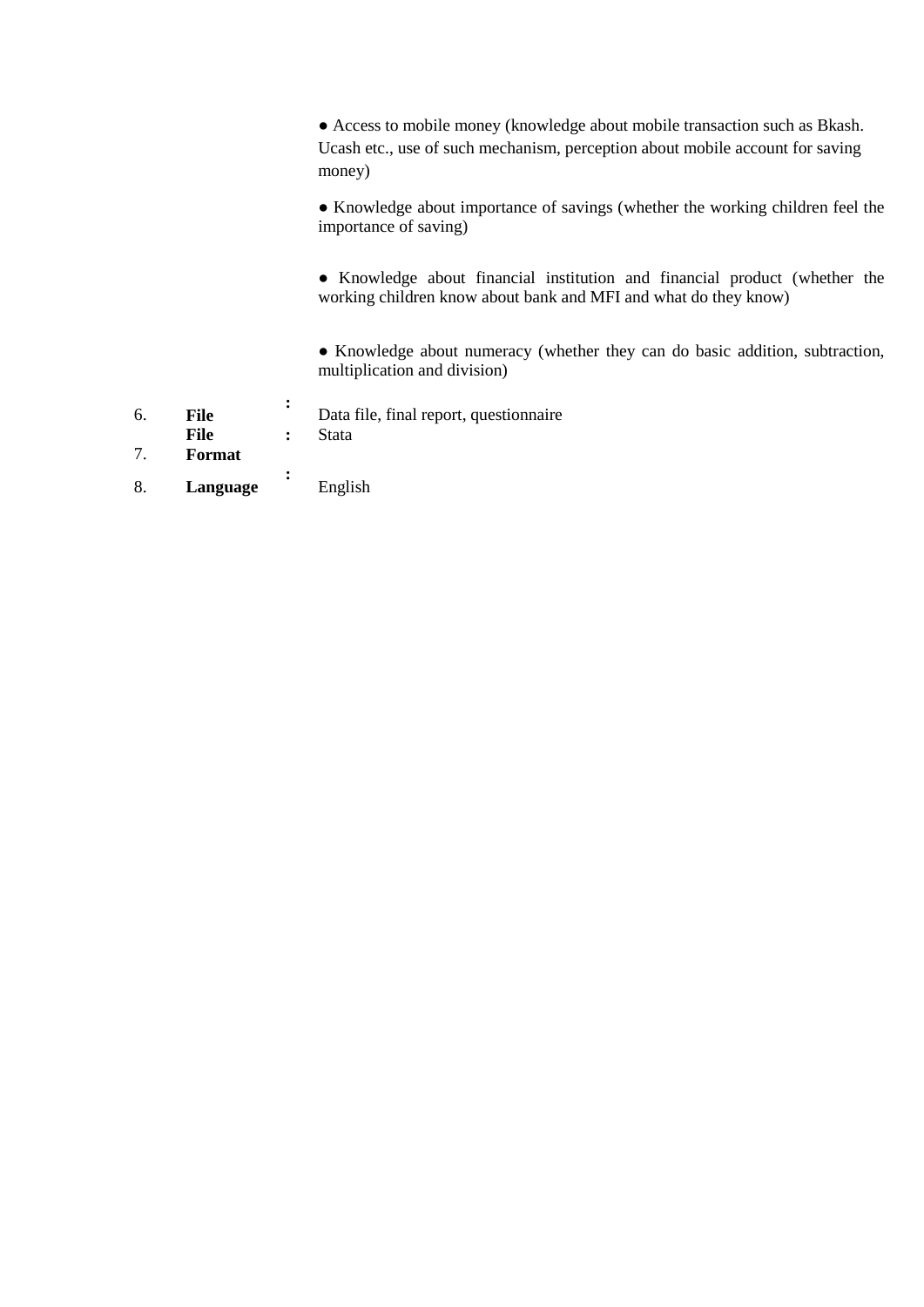- Access to mobile money (knowledge about mobile transaction such as Bkash. Ucash etc., use of such mechanism, perception about mobile account for saving money)

- Knowledge about importance of savings (whether the working children feel the importance of saving)

- Knowledge about financial institution and financial product (whether the working children know about bank and MFI and what do they know)

- Knowledge about numeracy (whether they can do basic addition, subtraction, multiplication and division)

| | | | |
|---|---|---|---|
| 6. | **File** | **:** | Data file, final report, questionnaire |
| 7. | **File Format** | **:** | Stata |
| 8. | **Language** | **:** | English |